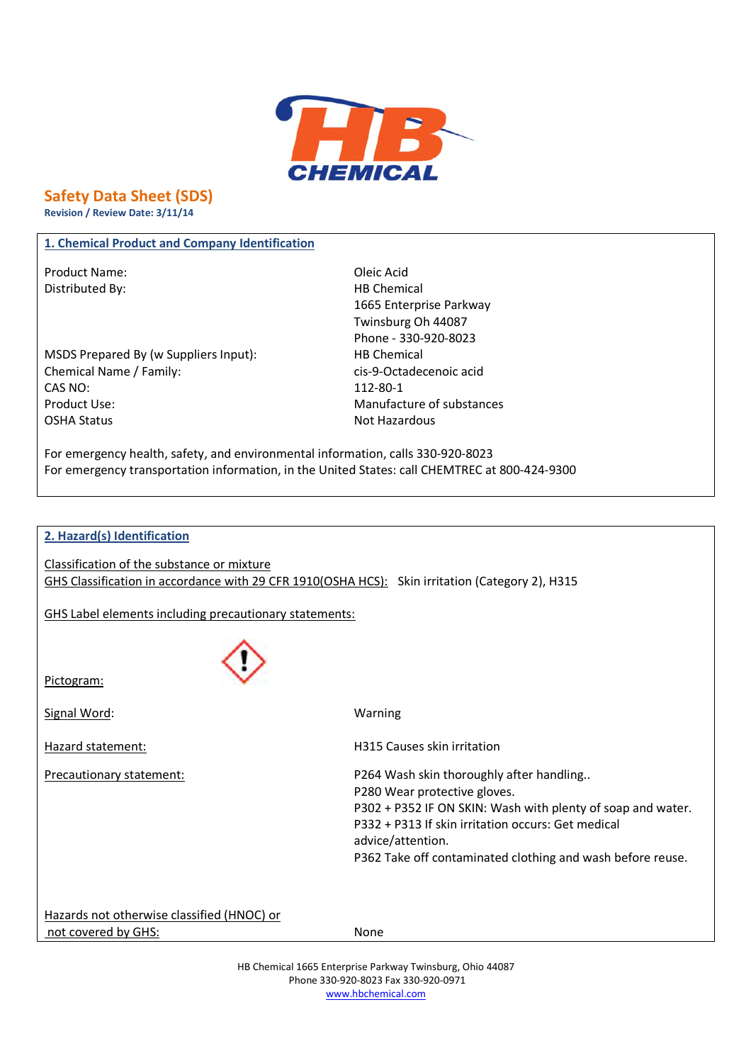HB CHEMICAL

# Safety Data Sheet (SDS)

**Revision / Review Date: 3/11/14**

## 1. Chemical Product and Company Identification

| | |
|---|---|
| Product Name: | Oleic Acid |
| Distributed By: | HB Chemical<br>1665 Enterprise Parkway<br>Twinsburg Oh 44087<br>Phone - 330-920-8023 |
| MSDS Prepared By (w Suppliers Input): | HB Chemical |
| Chemical Name / Family: | cis-9-Octadecenoic acid |
| CAS NO: | 112-80-1 |
| Product Use: | Manufacture of substances |
| OSHA Status | Not Hazardous |

For emergency health, safety, and environmental information, calls 330-920-8023
For emergency transportation information, in the United States: call CHEMTREC at 800-424-9300

## 2. Hazard(s) Identification

Classification of the substance or mixture
GHS Classification in accordance with 29 CFR 1910(OSHA HCS): Skin irritation (Category 2), H315

GHS Label elements including precautionary statements:

Pictogram:

Signal Word: Warning

Hazard statement: H315 Causes skin irritation

Precautionary statement:

P264 Wash skin thoroughly after handling..
P280 Wear protective gloves.
P302 + P352 IF ON SKIN: Wash with plenty of soap and water.
P332 + P313 If skin irritation occurs: Get medical advice/attention.
P362 Take off contaminated clothing and wash before reuse.

Hazards not otherwise classified (HNOC) or not covered by GHS: None

HB Chemical 1665 Enterprise Parkway Twinsburg, Ohio 44087
Phone 330-920-8023 Fax 330-920-0971
www.hbchemical.com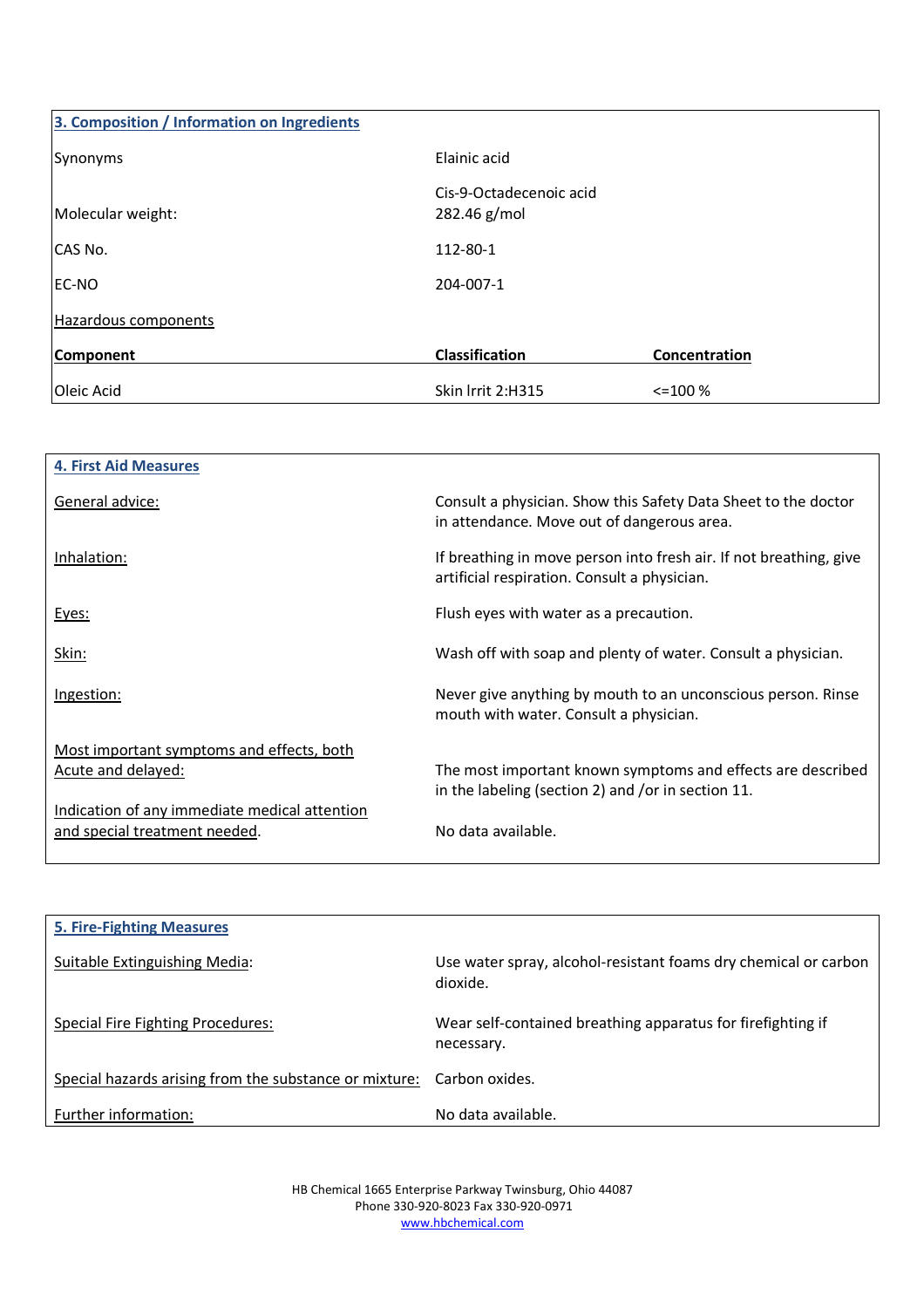## 3. Composition / Information on Ingredients

| | |
|---|---|
| Synonyms | Elainic acid<br>Cis-9-Octadecenoic acid |
| Molecular weight: | 282.46 g/mol |
| CAS No. | 112-80-1 |
| EC-NO | 204-007-1 |

Hazardous components

| Component | Classification | Concentration |
|---|---|---|
| Oleic Acid | Skin Irrit 2:H315 | <=100 % |

## 4. First Aid Measures

| | |
|---|---|
| General advice: | Consult a physician. Show this Safety Data Sheet to the doctor in attendance. Move out of dangerous area. |
| Inhalation: | If breathing in move person into fresh air. If not breathing, give artificial respiration. Consult a physician. |
| Eyes: | Flush eyes with water as a precaution. |
| Skin: | Wash off with soap and plenty of water. Consult a physician. |
| Ingestion: | Never give anything by mouth to an unconscious person. Rinse mouth with water. Consult a physician. |
| Most important symptoms and effects, both Acute and delayed: | The most important known symptoms and effects are described in the labeling (section 2) and /or in section 11. |
| Indication of any immediate medical attention and special treatment needed. | No data available. |

## 5. Fire-Fighting Measures

| | |
|---|---|
| Suitable Extinguishing Media: | Use water spray, alcohol-resistant foams dry chemical or carbon dioxide. |
| Special Fire Fighting Procedures: | Wear self-contained breathing apparatus for firefighting if necessary. |
| Special hazards arising from the substance or mixture: | Carbon oxides. |
| Further information: | No data available. |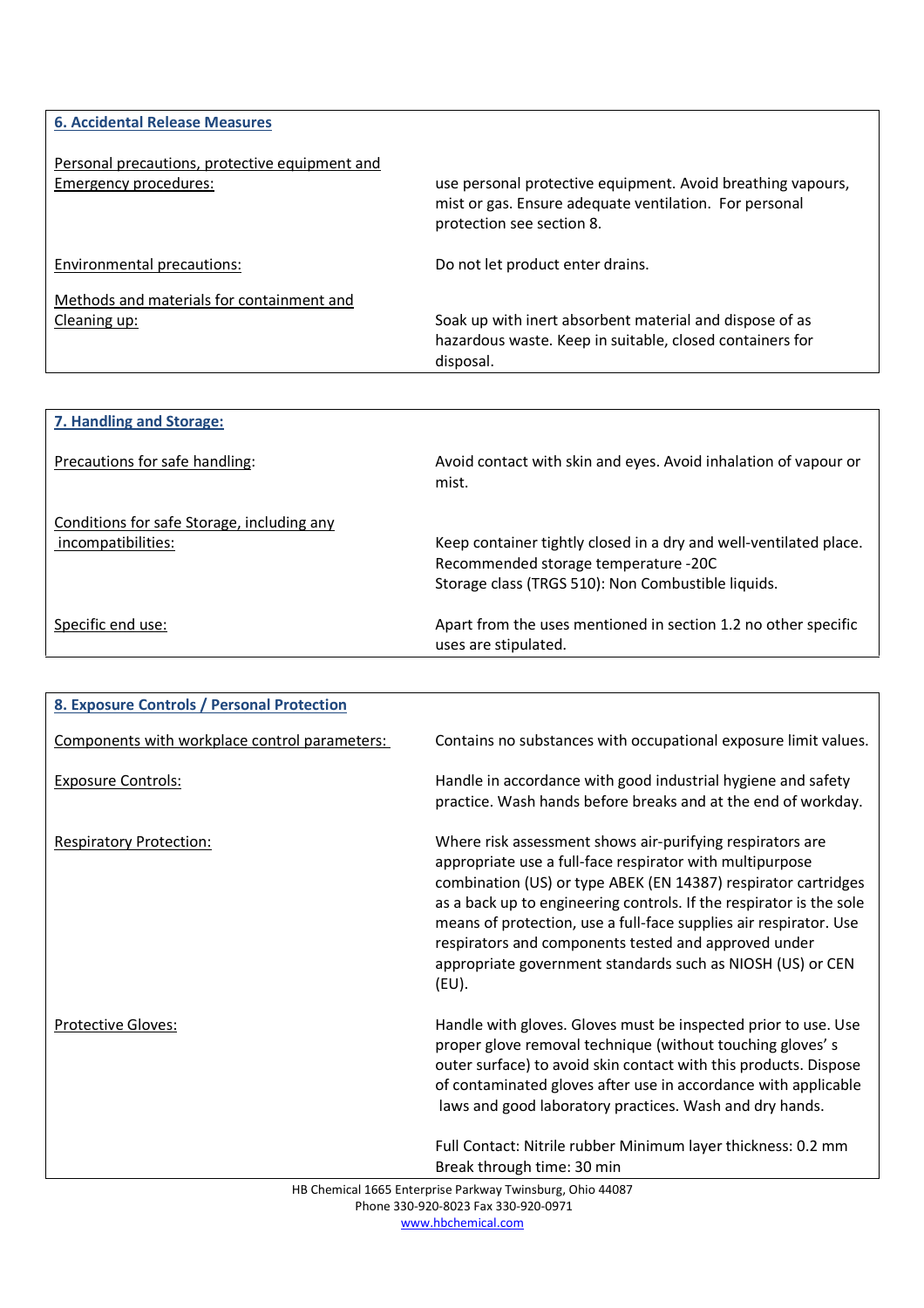## 6. Accidental Release Measures

| | |
|---|---|
| Personal precautions, protective equipment and Emergency procedures: | use personal protective equipment. Avoid breathing vapours, mist or gas. Ensure adequate ventilation. For personal protection see section 8. |
| Environmental precautions: | Do not let product enter drains. |
| Methods and materials for containment and Cleaning up: | Soak up with inert absorbent material and dispose of as hazardous waste. Keep in suitable, closed containers for disposal. |

## 7. Handling and Storage:

| | |
|---|---|
| Precautions for safe handling: | Avoid contact with skin and eyes. Avoid inhalation of vapour or mist. |
| Conditions for safe Storage, including any incompatibilities: | Keep container tightly closed in a dry and well-ventilated place. Recommended storage temperature -20C<br>Storage class (TRGS 510): Non Combustible liquids. |
| Specific end use: | Apart from the uses mentioned in section 1.2 no other specific uses are stipulated. |

## 8. Exposure Controls / Personal Protection

| | |
|---|---|
| Components with workplace control parameters: | Contains no substances with occupational exposure limit values. |
| Exposure Controls: | Handle in accordance with good industrial hygiene and safety practice. Wash hands before breaks and at the end of workday. |
| Respiratory Protection: | Where risk assessment shows air-purifying respirators are appropriate use a full-face respirator with multipurpose combination (US) or type ABEK (EN 14387) respirator cartridges as a back up to engineering controls. If the respirator is the sole means of protection, use a full-face supplies air respirator. Use respirators and components tested and approved under appropriate government standards such as NIOSH (US) or CEN (EU). |
| Protective Gloves: | Handle with gloves. Gloves must be inspected prior to use. Use proper glove removal technique (without touching gloves' s outer surface) to avoid skin contact with this products. Dispose of contaminated gloves after use in accordance with applicable laws and good laboratory practices. Wash and dry hands.<br><br>Full Contact: Nitrile rubber Minimum layer thickness: 0.2 mm<br>Break through time: 30 min |

HB Chemical 1665 Enterprise Parkway Twinsburg, Ohio 44087
Phone 330-920-8023 Fax 330-920-0971
www.hbchemical.com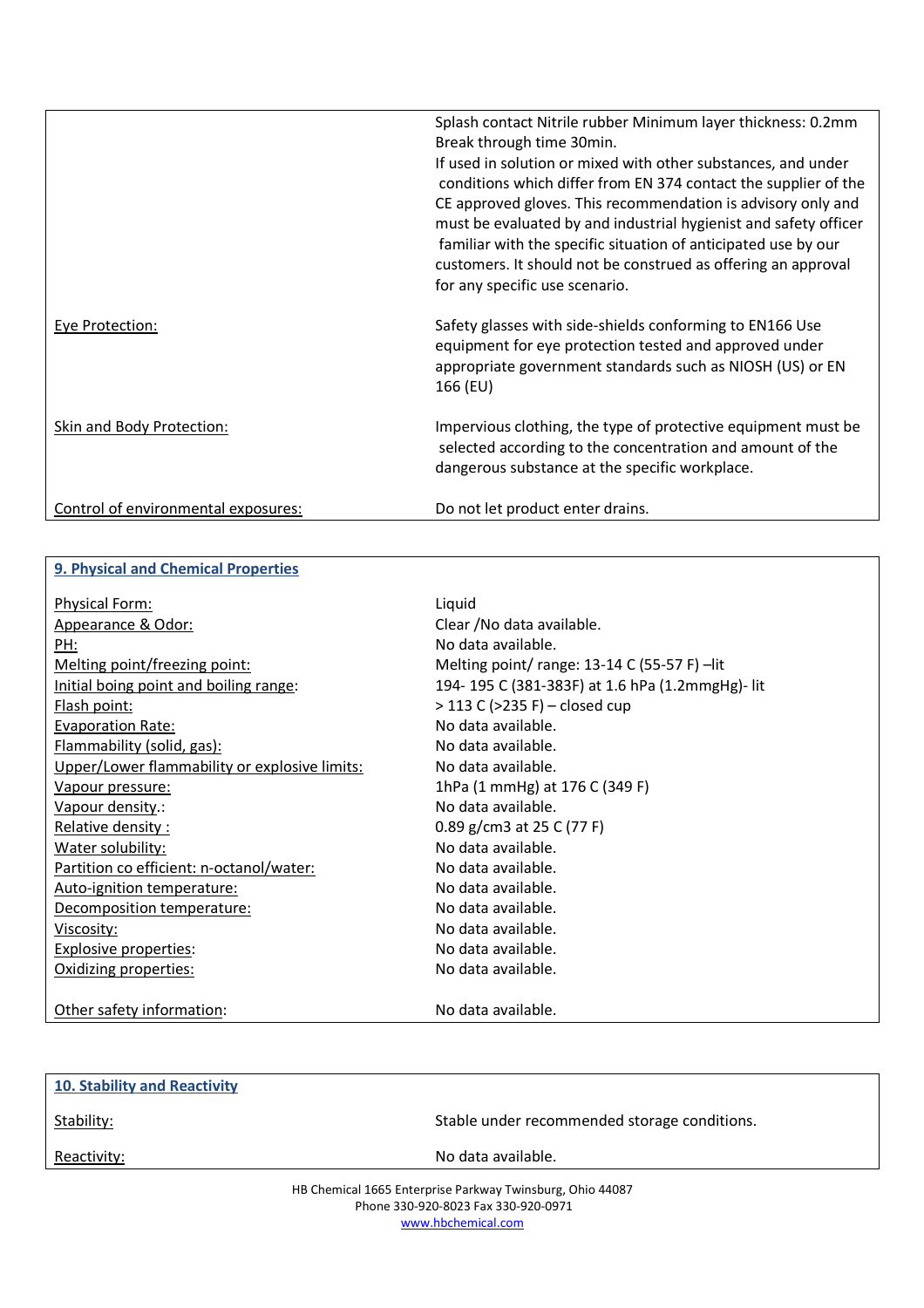| | |
|---|---|
| | Splash contact Nitrile rubber Minimum layer thickness: 0.2mm Break through time 30min. If used in solution or mixed with other substances, and under conditions which differ from EN 374 contact the supplier of the CE approved gloves. This recommendation is advisory only and must be evaluated by and industrial hygienist and safety officer familiar with the specific situation of anticipated use by our customers. It should not be construed as offering an approval for any specific use scenario. |
| Eye Protection: | Safety glasses with side-shields conforming to EN166 Use equipment for eye protection tested and approved under appropriate government standards such as NIOSH (US) or EN 166 (EU) |
| Skin and Body Protection: | Impervious clothing, the type of protective equipment must be selected according to the concentration and amount of the dangerous substance at the specific workplace. |
| Control of environmental exposures: | Do not let product enter drains. |

## 9. Physical and Chemical Properties

| | |
|---|---|
| Physical Form: | Liquid |
| Appearance & Odor: | Clear /No data available. |
| PH: | No data available. |
| Melting point/freezing point: | Melting point/ range: 13-14 C (55-57 F) –lit |
| Initial boing point and boiling range: | 194- 195 C (381-383F) at 1.6 hPa (1.2mmHg)- lit |
| Flash point: | > 113 C (>235 F) – closed cup |
| Evaporation Rate: | No data available. |
| Flammability (solid, gas): | No data available. |
| Upper/Lower flammability or explosive limits: | No data available. |
| Vapour pressure: | 1hPa (1 mmHg) at 176 C (349 F) |
| Vapour density.: | No data available. |
| Relative density : | 0.89 g/cm3 at 25 C (77 F) |
| Water solubility: | No data available. |
| Partition co efficient: n-octanol/water: | No data available. |
| Auto-ignition temperature: | No data available. |
| Decomposition temperature: | No data available. |
| Viscosity: | No data available. |
| Explosive properties: | No data available. |
| Oxidizing properties: | No data available. |
| Other safety information: | No data available. |

## 10. Stability and Reactivity

| | |
|---|---|
| Stability: | Stable under recommended storage conditions. |
| Reactivity: | No data available. |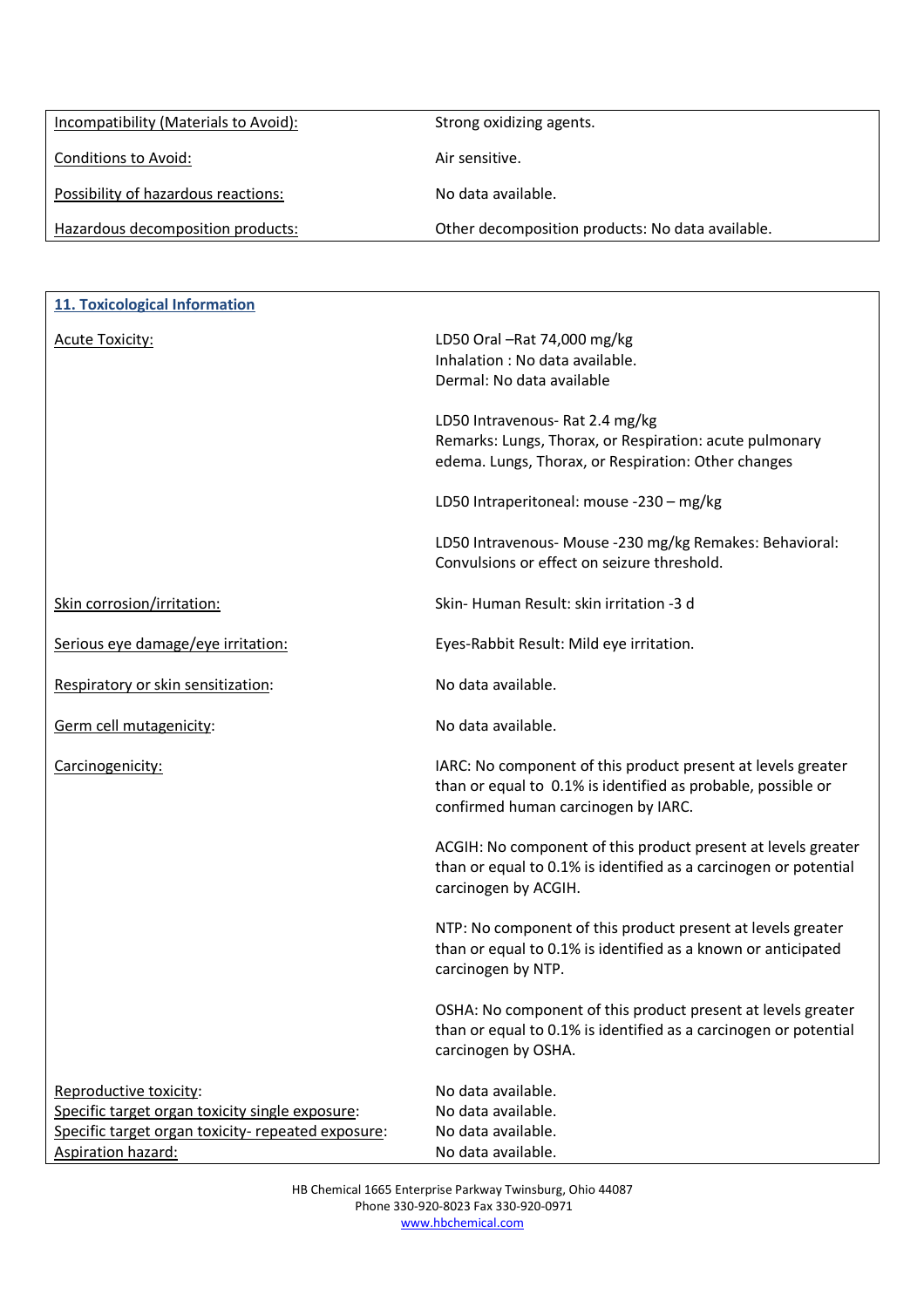| | |
|---|---|
| Incompatibility (Materials to Avoid): | Strong oxidizing agents. |
| Conditions to Avoid: | Air sensitive. |
| Possibility of hazardous reactions: | No data available. |
| Hazardous decomposition products: | Other decomposition products: No data available. |

## 11. Toxicological Information

| | |
|---|---|
| Acute Toxicity: | LD50 Oral –Rat 74,000 mg/kg<br>Inhalation : No data available.<br>Dermal: No data available<br><br>LD50 Intravenous- Rat 2.4 mg/kg<br>Remarks: Lungs, Thorax, or Respiration: acute pulmonary edema. Lungs, Thorax, or Respiration: Other changes<br><br>LD50 Intraperitoneal: mouse -230 – mg/kg<br><br>LD50 Intravenous- Mouse -230 mg/kg Remakes: Behavioral: Convulsions or effect on seizure threshold. |
| Skin corrosion/irritation: | Skin- Human Result: skin irritation -3 d |
| Serious eye damage/eye irritation: | Eyes-Rabbit Result: Mild eye irritation. |
| Respiratory or skin sensitization: | No data available. |
| Germ cell mutagenicity: | No data available. |
| Carcinogenicity: | IARC: No component of this product present at levels greater than or equal to 0.1% is identified as probable, possible or confirmed human carcinogen by IARC.<br><br>ACGIH: No component of this product present at levels greater than or equal to 0.1% is identified as a carcinogen or potential carcinogen by ACGIH.<br><br>NTP: No component of this product present at levels greater than or equal to 0.1% is identified as a known or anticipated carcinogen by NTP.<br><br>OSHA: No component of this product present at levels greater than or equal to 0.1% is identified as a carcinogen or potential carcinogen by OSHA. |
| Reproductive toxicity: | No data available. |
| Specific target organ toxicity single exposure: | No data available. |
| Specific target organ toxicity- repeated exposure: | No data available. |
| Aspiration hazard: | No data available. |

HB Chemical 1665 Enterprise Parkway Twinsburg, Ohio 44087
Phone 330-920-8023 Fax 330-920-0971
www.hbchemical.com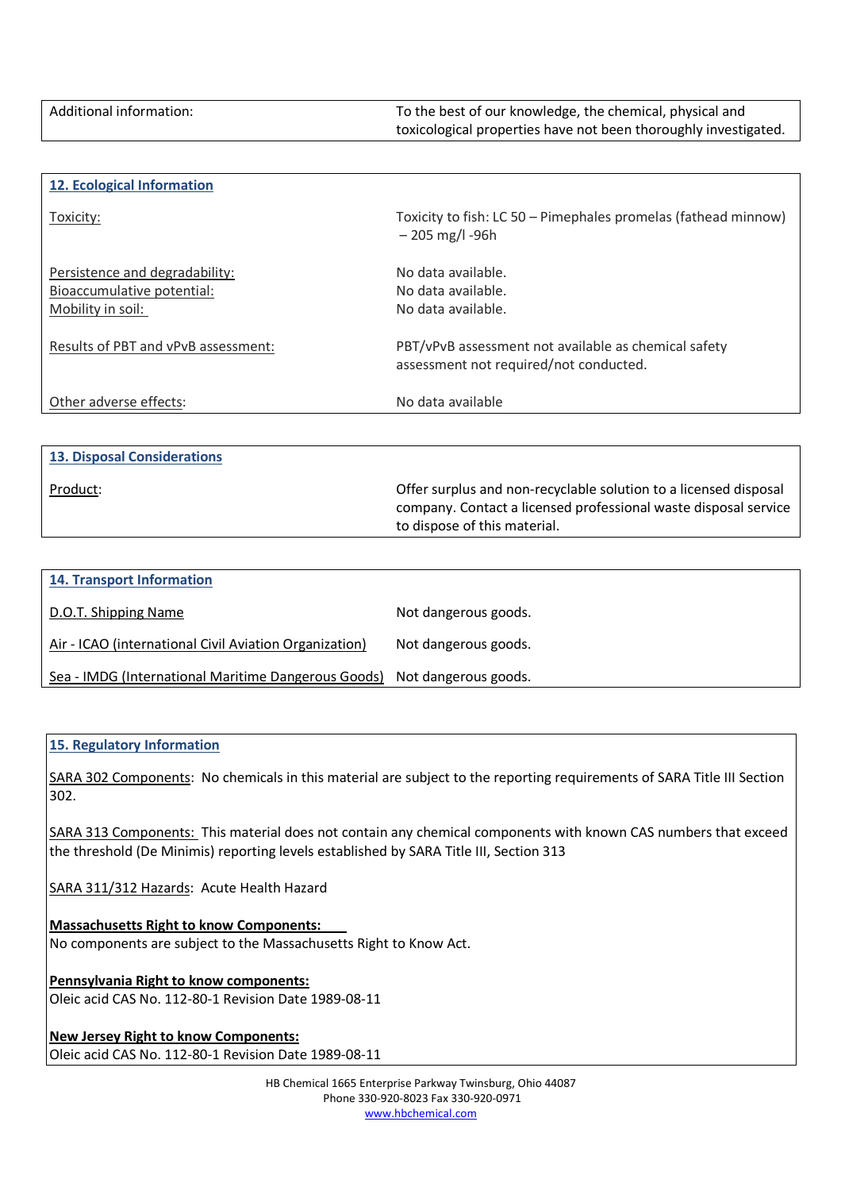| Additional information: | To the best of our knowledge, the chemical, physical and toxicological properties have not been thoroughly investigated. |
|---|---|

## 12. Ecological Information

| | |
|---|---|
| Toxicity: | Toxicity to fish: LC 50 – Pimephales promelas (fathead minnow) – 205 mg/l -96h |
| Persistence and degradability: | No data available. |
| Bioaccumulative potential: | No data available. |
| Mobility in soil: | No data available. |
| Results of PBT and vPvB assessment: | PBT/vPvB assessment not available as chemical safety assessment not required/not conducted. |
| Other adverse effects: | No data available |

## 13. Disposal Considerations

| | |
|---|---|
| Product: | Offer surplus and non-recyclable solution to a licensed disposal company. Contact a licensed professional waste disposal service to dispose of this material. |

## 14. Transport Information

| | |
|---|---|
| D.O.T. Shipping Name | Not dangerous goods. |
| Air - ICAO (international Civil Aviation Organization) | Not dangerous goods. |
| Sea - IMDG (International Maritime Dangerous Goods) | Not dangerous goods. |

## 15. Regulatory Information

SARA 302 Components: No chemicals in this material are subject to the reporting requirements of SARA Title III Section 302.

SARA 313 Components: This material does not contain any chemical components with known CAS numbers that exceed the threshold (De Minimis) reporting levels established by SARA Title III, Section 313

SARA 311/312 Hazards: Acute Health Hazard

**Massachusetts Right to know Components:**
No components are subject to the Massachusetts Right to Know Act.

**Pennsylvania Right to know components:**
Oleic acid CAS No. 112-80-1 Revision Date 1989-08-11

**New Jersey Right to know Components:**
Oleic acid CAS No. 112-80-1 Revision Date 1989-08-11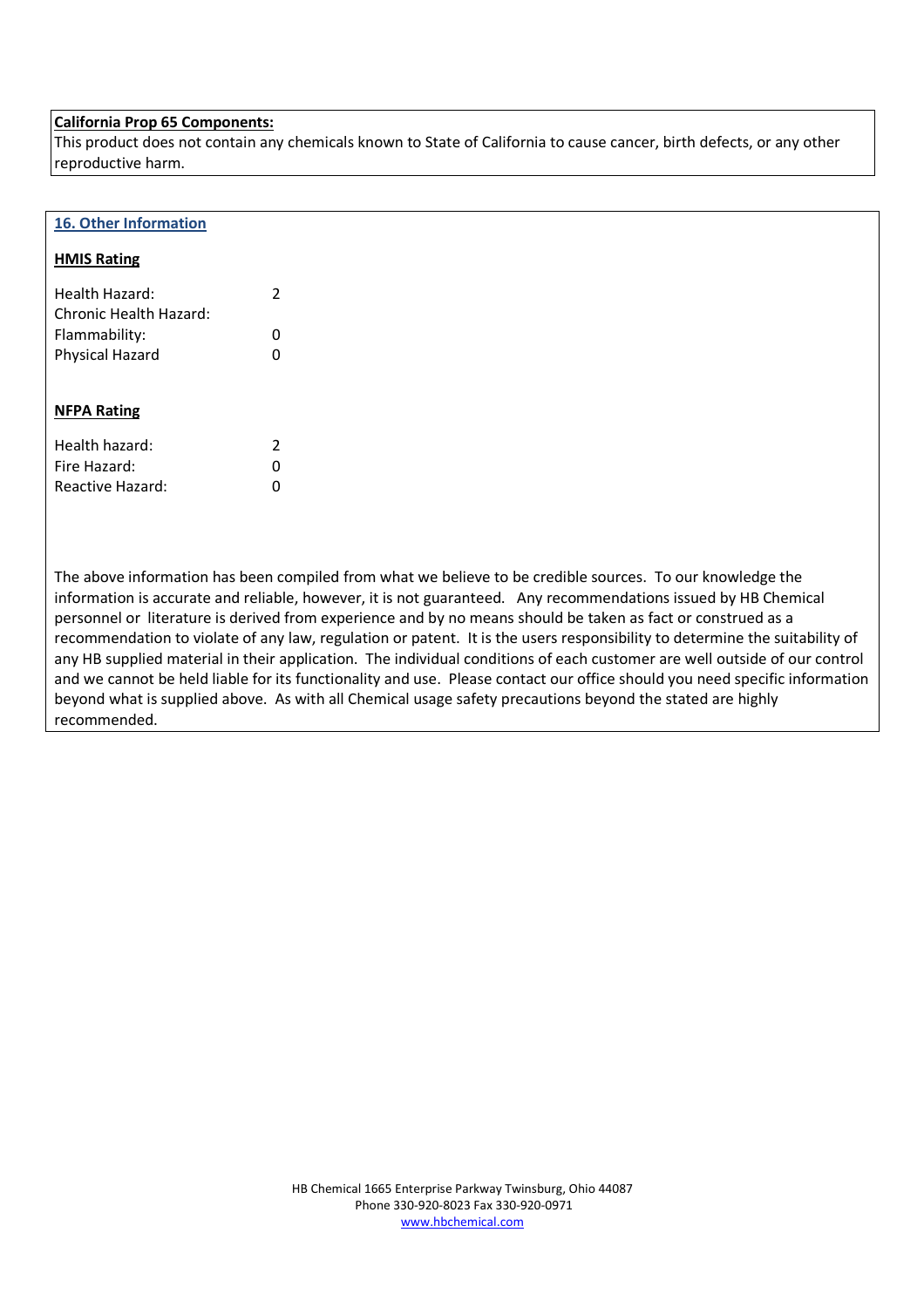**California Prop 65 Components:**

This product does not contain any chemicals known to State of California to cause cancer, birth defects, or any other reproductive harm.

## 16. Other Information

**HMIS Rating**

| | |
|---|---|
| Health Hazard: | 2 |
| Chronic Health Hazard: | |
| Flammability: | 0 |
| Physical Hazard | 0 |

**NFPA Rating**

| | |
|---|---|
| Health hazard: | 2 |
| Fire Hazard: | 0 |
| Reactive Hazard: | 0 |

The above information has been compiled from what we believe to be credible sources. To our knowledge the information is accurate and reliable, however, it is not guaranteed. Any recommendations issued by HB Chemical personnel or literature is derived from experience and by no means should be taken as fact or construed as a recommendation to violate of any law, regulation or patent. It is the users responsibility to determine the suitability of any HB supplied material in their application. The individual conditions of each customer are well outside of our control and we cannot be held liable for its functionality and use. Please contact our office should you need specific information beyond what is supplied above. As with all Chemical usage safety precautions beyond the stated are highly recommended.

HB Chemical 1665 Enterprise Parkway Twinsburg, Ohio 44087
Phone 330-920-8023 Fax 330-920-0971
www.hbchemical.com